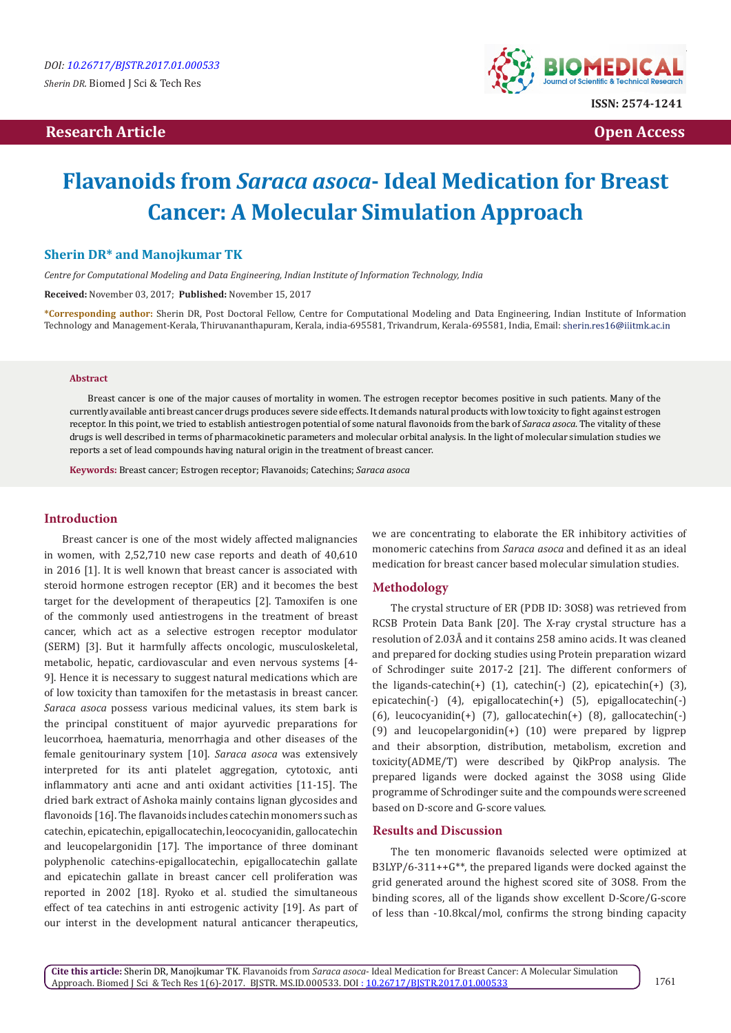Research Article

Open Access

# Flavanoids from *Saraca asoca*- Ideal Medication for Breast Cancer: A Molecular Simulation Approach

**Sherin DR\* and Manojkumar TK**

*Centre for Computational Modeling and Data Engineering, Indian Institute of Information Technology, India*

**Received:** November 03, 2017; **Published:** November 15, 2017

**\*Corresponding author:** Sherin DR, Post Doctoral Fellow, Centre for Computational Modeling and Data Engineering, Indian Institute of Information Technology and Management-Kerala, Thiruvananthapuram, Kerala, india-695581, Trivandrum, Kerala-695581, India, Email: sherin.res16@iiitmk.ac.in

## Abstract

Breast cancer is one of the major causes of mortality in women. The estrogen receptor becomes positive in such patients. Many of the currently available anti breast cancer drugs produces severe side effects. It demands natural products with low toxicity to fight against estrogen receptor. In this point, we tried to establish antiestrogen potential of some natural flavonoids from the bark of *Saraca asoca*. The vitality of these drugs is well described in terms of pharmacokinetic parameters and molecular orbital analysis. In the light of molecular simulation studies we reports a set of lead compounds having natural origin in the treatment of breast cancer.

**Keywords:** Breast cancer; Estrogen receptor; Flavanoids; Catechins; *Saraca asoca*

## Introduction

Breast cancer is one of the most widely affected malignancies in women, with 2,52,710 new case reports and death of 40,610 in 2016 [1]. It is well known that breast cancer is associated with steroid hormone estrogen receptor (ER) and it becomes the best target for the development of therapeutics [2]. Tamoxifen is one of the commonly used antiestrogens in the treatment of breast cancer, which act as a selective estrogen receptor modulator (SERM) [3]. But it harmfully affects oncologic, musculoskeletal, metabolic, hepatic, cardiovascular and even nervous systems [4-9]. Hence it is necessary to suggest natural medications which are of low toxicity than tamoxifen for the metastasis in breast cancer. *Saraca asoca* possess various medicinal values, its stem bark is the principal constituent of major ayurvedic preparations for leucorrhoea, haematuria, menorrhagia and other diseases of the female genitourinary system [10]. *Saraca asoca* was extensively interpreted for its anti platelet aggregation, cytotoxic, anti inflammatory anti acne and anti oxidant activities [11-15]. The dried bark extract of Ashoka mainly contains lignan glycosides and flavonoids [16]. The flavanoids includes catechin monomers such as catechin, epicatechin, epigallocatechin, leococyanidin, gallocatechin and leucopelargonidin [17]. The importance of three dominant polyphenolic catechins-epigallocatechin, epigallocatechin gallate and epicatechin gallate in breast cancer cell proliferation was reported in 2002 [18]. Ryoko et al. studied the simultaneous effect of tea catechins in anti estrogenic activity [19]. As part of our interst in the development natural anticancer therapeutics, we are concentrating to elaborate the ER inhibitory activities of monomeric catechins from *Saraca asoca* and defined it as an ideal medication for breast cancer based molecular simulation studies.

## Methodology

The crystal structure of ER (PDB ID: 3OS8) was retrieved from RCSB Protein Data Bank [20]. The X-ray crystal structure has a resolution of 2.03Å and it contains 258 amino acids. It was cleaned and prepared for docking studies using Protein preparation wizard of Schrodinger suite 2017-2 [21]. The different conformers of the ligands-catechin(+) (1), catechin(-) (2), epicatechin(+) (3), epicatechin(-) (4), epigallocatechin(+) (5), epigallocatechin(-) (6), leucocyanidin(+) (7), gallocatechin(+) (8), gallocatechin(-) (9) and leucopelargonidin(+) (10) were prepared by ligprep and their absorption, distribution, metabolism, excretion and toxicity(ADME/T) were described by QikProp analysis. The prepared ligands were docked against the 3OS8 using Glide programme of Schrodinger suite and the compounds were screened based on D-score and G-score values.

## Results and Discussion

The ten monomeric flavanoids selected were optimized at B3LYP/6-311++G\*\*, the prepared ligands were docked against the grid generated around the highest scored site of 3OS8. From the binding scores, all of the ligands show excellent D-Score/G-score of less than -10.8kcal/mol, confirms the strong binding capacity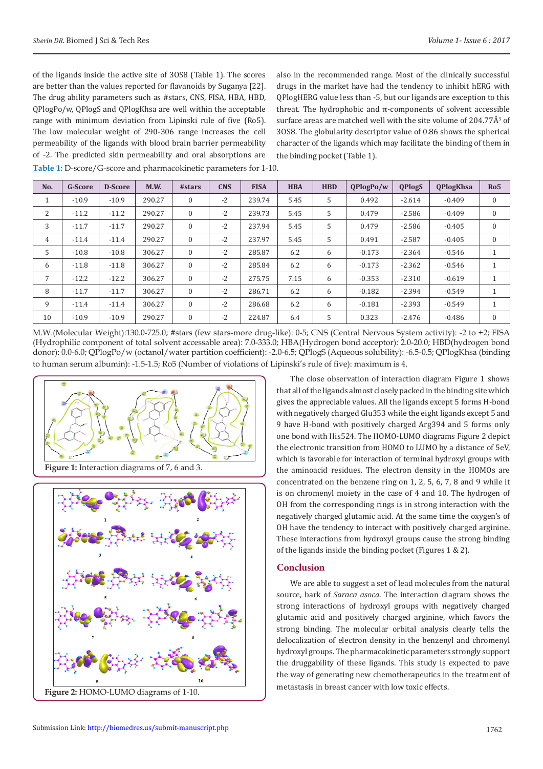of the ligands inside the active site of 3OS8 (Table 1). The scores are better than the values reported for flavanoids by Suganya [22]. The drug ability parameters such as #stars, CNS, FISA, HBA, HBD, QPlogPo/w, QPlogS and QPlogKhsa are well within the acceptable range with minimum deviation from Lipinski rule of five (Ro5). The low molecular weight of 290-306 range increases the cell permeability of the ligands with blood brain barrier permeability of -2. The predicted skin permeability and oral absorptions are also in the recommended range. Most of the clinically successful drugs in the market have had the tendency to inhibit hERG with QPlogHERG value less than -5, but our ligands are exception to this threat. The hydrophobic and π-components of solvent accessible surface areas are matched well with the site volume of 204.77Å$^3$ of 3OS8. The globularity descriptor value of 0.86 shows the spherical character of the ligands which may facilitate the binding of them in the binding pocket (Table 1).

**Table 1:** D-score/G-score and pharmacokinetic parameters for 1-10.

| No. | G-Score | D-Score | M.W. | #stars | CNS | FISA | HBA | HBD | QPlogPo/w | QPlogS | QPlogKhsa | Ro5 |
|---|---|---|---|---|---|---|---|---|---|---|---|---|
| 1 | -10.9 | -10.9 | 290.27 | 0 | -2 | 239.74 | 5.45 | 5 | 0.492 | -2.614 | -0.409 | 0 |
| 2 | -11.2 | -11.2 | 290.27 | 0 | -2 | 239.73 | 5.45 | 5 | 0.479 | -2.586 | -0.409 | 0 |
| 3 | -11.7 | -11.7 | 290.27 | 0 | -2 | 237.94 | 5.45 | 5 | 0.479 | -2.586 | -0.405 | 0 |
| 4 | -11.4 | -11.4 | 290.27 | 0 | -2 | 237.97 | 5.45 | 5 | 0.491 | -2.587 | -0.405 | 0 |
| 5 | -10.8 | -10.8 | 306.27 | 0 | -2 | 285.87 | 6.2 | 6 | -0.173 | -2.364 | -0.546 | 1 |
| 6 | -11.8 | -11.8 | 306.27 | 0 | -2 | 285.84 | 6.2 | 6 | -0.173 | -2.362 | -0.546 | 1 |
| 7 | -12.2 | -12.2 | 306.27 | 0 | -2 | 275.75 | 7.15 | 6 | -0.353 | -2.310 | -0.619 | 1 |
| 8 | -11.7 | -11.7 | 306.27 | 0 | -2 | 286.71 | 6.2 | 6 | -0.182 | -2.394 | -0.549 | 1 |
| 9 | -11.4 | -11.4 | 306.27 | 0 | -2 | 286.68 | 6.2 | 6 | -0.181 | -2.393 | -0.549 | 1 |
| 10 | -10.9 | -10.9 | 290.27 | 0 | -2 | 224.87 | 6.4 | 5 | 0.323 | -2.476 | -0.486 | 0 |

M.W.(Molecular Weight):130.0-725.0; #stars (few stars-more drug-like): 0-5; CNS (Central Nervous System activity): -2 to +2; FISA (Hydrophilic component of total solvent accessable area): 7.0-333.0; HBA(Hydrogen bond acceptor): 2.0-20.0; HBD(hydrogen bond donor): 0.0-6.0; QPlogPo/w (octanol/water partition coefficient): -2.0-6.5; QPlogS (Aqueous solubility): -6.5-0.5; QPlogKhsa (binding to human serum albumin): -1.5-1.5; Ro5 (Number of violations of Lipinski's rule of five): maximum is 4.

**Figure 1:** Interaction diagrams of 7, 6 and 3.

**Figure 2:** HOMO-LUMO diagrams of 1-10.

The close observation of interaction diagram Figure 1 shows that all of the ligands almost closely packed in the binding site which gives the appreciable values. All the ligands except 5 forms H-bond with negatively charged Glu353 while the eight ligands except 5 and 9 have H-bond with positively charged Arg394 and 5 forms only one bond with His524. The HOMO-LUMO diagrams Figure 2 depict the electronic transition from HOMO to LUMO by a distance of 5eV, which is favorable for interaction of terminal hydroxyl groups with the aminoacid residues. The electron density in the HOMOs are concentrated on the benzene ring on 1, 2, 5, 6, 7, 8 and 9 while it is on chromenyl moiety in the case of 4 and 10. The hydrogen of OH from the corresponding rings is in strong interaction with the negatively charged glutamic acid. At the same time the oxygen's of OH have the tendency to interact with positively charged arginine. These interactions from hydroxyl groups cause the strong binding of the ligands inside the binding pocket (Figures 1 & 2).

## Conclusion

We are able to suggest a set of lead molecules from the natural source, bark of *Saraca asoca*. The interaction diagram shows the strong interactions of hydroxyl groups with negatively charged glutamic acid and positively charged arginine, which favors the strong binding. The molecular orbital analysis clearly tells the delocalization of electron density in the benzenyl and chromenyl hydroxyl groups. The pharmacokinetic parameters strongly support the druggability of these ligands. This study is expected to pave the way of generating new chemotherapeutics in the treatment of metastasis in breast cancer with low toxic effects.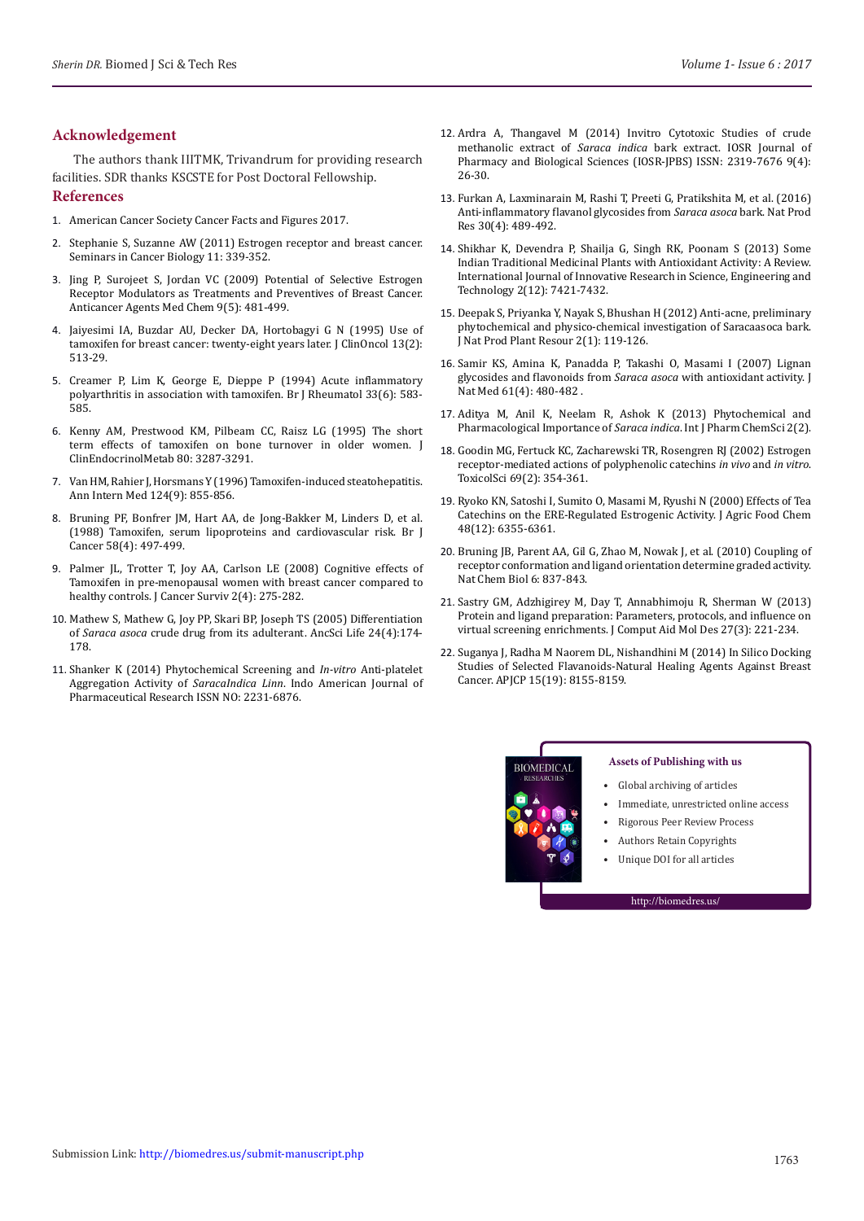## Acknowledgement

The authors thank IIITMK, Trivandrum for providing research facilities. SDR thanks KSCSTE for Post Doctoral Fellowship.

## References

1. American Cancer Society Cancer Facts and Figures 2017.
2. Stephanie S, Suzanne AW (2011) Estrogen receptor and breast cancer. Seminars in Cancer Biology 11: 339-352.
3. Jing P, Surojeet S, Jordan VC (2009) Potential of Selective Estrogen Receptor Modulators as Treatments and Preventives of Breast Cancer. Anticancer Agents Med Chem 9(5): 481-499.
4. Jaiyesimi IA, Buzdar AU, Decker DA, Hortobagyi G N (1995) Use of tamoxifen for breast cancer: twenty-eight years later. J ClinOncol 13(2): 513-29.
5. Creamer P, Lim K, George E, Dieppe P (1994) Acute inflammatory polyarthritis in association with tamoxifen. Br J Rheumatol 33(6): 583-585.
6. Kenny AM, Prestwood KM, Pilbeam CC, Raisz LG (1995) The short term effects of tamoxifen on bone turnover in older women. J ClinEndocrinolMetab 80: 3287-3291.
7. Van HM, Rahier J, Horsmans Y (1996) Tamoxifen-induced steatohepatitis. Ann Intern Med 124(9): 855-856.
8. Bruning PF, Bonfrer JM, Hart AA, de Jong-Bakker M, Linders D, et al. (1988) Tamoxifen, serum lipoproteins and cardiovascular risk. Br J Cancer 58(4): 497-499.
9. Palmer JL, Trotter T, Joy AA, Carlson LE (2008) Cognitive effects of Tamoxifen in pre-menopausal women with breast cancer compared to healthy controls. J Cancer Surviv 2(4): 275-282.
10. Mathew S, Mathew G, Joy PP, Skari BP, Joseph TS (2005) Differentiation of *Saraca asoca* crude drug from its adulterant. AncSci Life 24(4):174-178.
11. Shanker K (2014) Phytochemical Screening and *In-vitro* Anti-platelet Aggregation Activity of *SaracaIndica Linn*. Indo American Journal of Pharmaceutical Research ISSN NO: 2231-6876.
12. Ardra A, Thangavel M (2014) Invitro Cytotoxic Studies of crude methanolic extract of *Saraca indica* bark extract. IOSR Journal of Pharmacy and Biological Sciences (IOSR-JPBS) ISSN: 2319-7676 9(4): 26-30.
13. Furkan A, Laxminarain M, Rashi T, Preeti G, Pratikshita M, et al. (2016) Anti-inflammatory flavanol glycosides from *Saraca asoca* bark. Nat Prod Res 30(4): 489-492.
14. Shikhar K, Devendra P, Shailja G, Singh RK, Poonam S (2013) Some Indian Traditional Medicinal Plants with Antioxidant Activity: A Review. International Journal of Innovative Research in Science, Engineering and Technology 2(12): 7421-7432.
15. Deepak S, Priyanka Y, Nayak S, Bhushan H (2012) Anti-acne, preliminary phytochemical and physico-chemical investigation of Saracaasoca bark. J Nat Prod Plant Resour 2(1): 119-126.
16. Samir KS, Amina K, Panadda P, Takashi O, Masami I (2007) Lignan glycosides and flavonoids from *Saraca asoca* with antioxidant activity. J Nat Med 61(4): 480-482 .
17. Aditya M, Anil K, Neelam R, Ashok K (2013) Phytochemical and Pharmacological Importance of *Saraca indica*. Int J Pharm ChemSci 2(2).
18. Goodin MG, Fertuck KC, Zacharewski TR, Rosengren RJ (2002) Estrogen receptor-mediated actions of polyphenolic catechins *in vivo* and *in vitro*. ToxicolSci 69(2): 354-361.
19. Ryoko KN, Satoshi I, Sumito O, Masami M, Ryushi N (2000) Effects of Tea Catechins on the ERE-Regulated Estrogenic Activity. J Agric Food Chem 48(12): 6355-6361.
20. Bruning JB, Parent AA, Gil G, Zhao M, Nowak J, et al. (2010) Coupling of receptor conformation and ligand orientation determine graded activity. Nat Chem Biol 6: 837-843.
21. Sastry GM, Adzhigirey M, Day T, Annabhimoju R, Sherman W (2013) Protein and ligand preparation: Parameters, protocols, and influence on virtual screening enrichments. J Comput Aid Mol Des 27(3): 221-234.
22. Suganya J, Radha M Naorem DL, Nishandhini M (2014) In Silico Docking Studies of Selected Flavanoids-Natural Healing Agents Against Breast Cancer. APJCP 15(19): 8155-8159.

**Assets of Publishing with us**

- Global archiving of articles
- Immediate, unrestricted online access
- Rigorous Peer Review Process
- Authors Retain Copyrights
- Unique DOI for all articles

http://biomedres.us/

Submission Link: http://biomedres.us/submit-manuscript.php